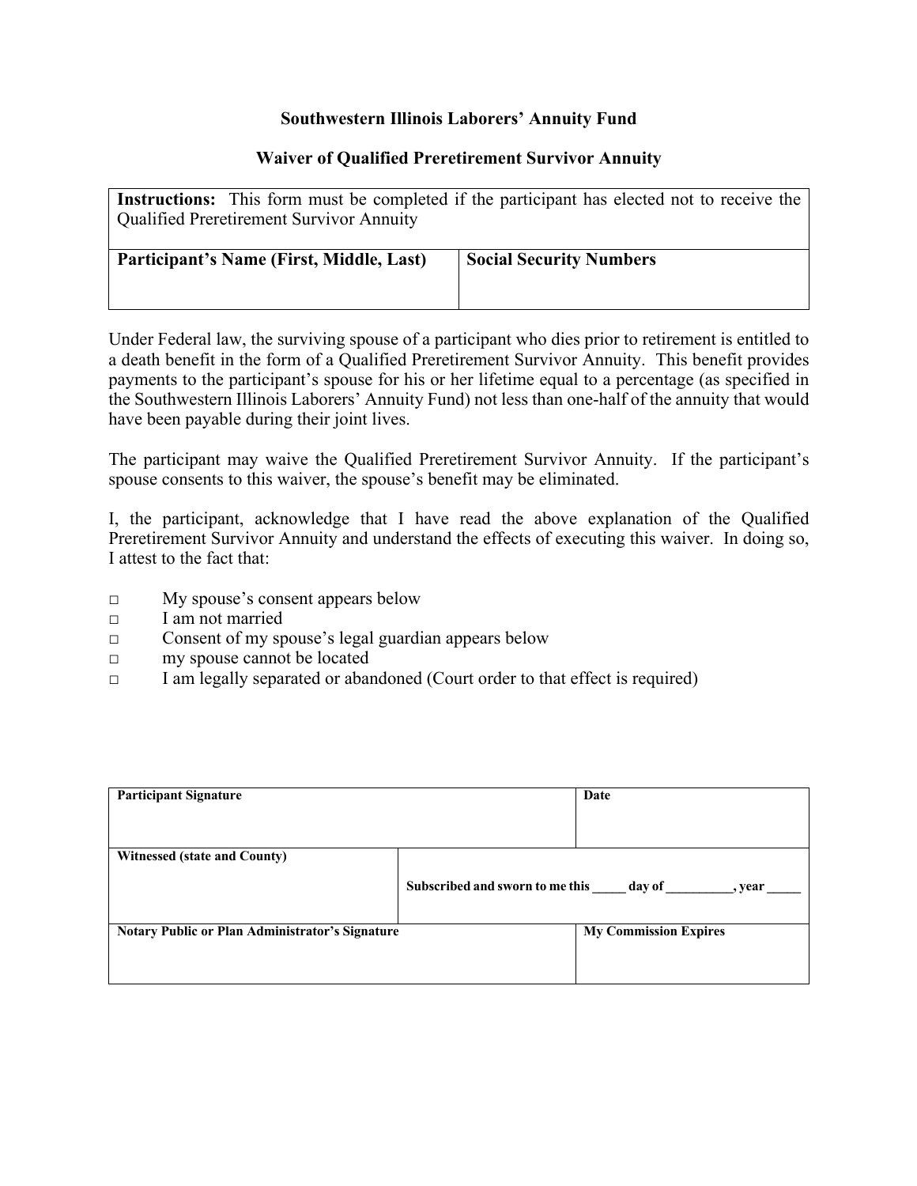# Southwestern Illinois Laborers' Annuity Fund

## Waiver of Qualified Preretirement Survivor Annuity

| **Instructions:** This form must be completed if the participant has elected not to receive the Qualified Preretirement Survivor Annuity | |
|---|---|
| **Participant's Name (First, Middle, Last)** | **Social Security Numbers** |
| | |

Under Federal law, the surviving spouse of a participant who dies prior to retirement is entitled to a death benefit in the form of a Qualified Preretirement Survivor Annuity. This benefit provides payments to the participant's spouse for his or her lifetime equal to a percentage (as specified in the Southwestern Illinois Laborers' Annuity Fund) not less than one-half of the annuity that would have been payable during their joint lives.

The participant may waive the Qualified Preretirement Survivor Annuity. If the participant's spouse consents to this waiver, the spouse's benefit may be eliminated.

I, the participant, acknowledge that I have read the above explanation of the Qualified Preretirement Survivor Annuity and understand the effects of executing this waiver. In doing so, I attest to the fact that:

- □ My spouse's consent appears below
- □ I am not married
- □ Consent of my spouse's legal guardian appears below
- □ my spouse cannot be located
- □ I am legally separated or abandoned (Court order to that effect is required)

| **Participant Signature** | **Date** |
|---|---|
| | |
| **Witnessed (state and County)** | **Subscribed and sworn to me this _____ day of __________, year _____** |
| **Notary Public or Plan Administrator's Signature** | **My Commission Expires** |
| | |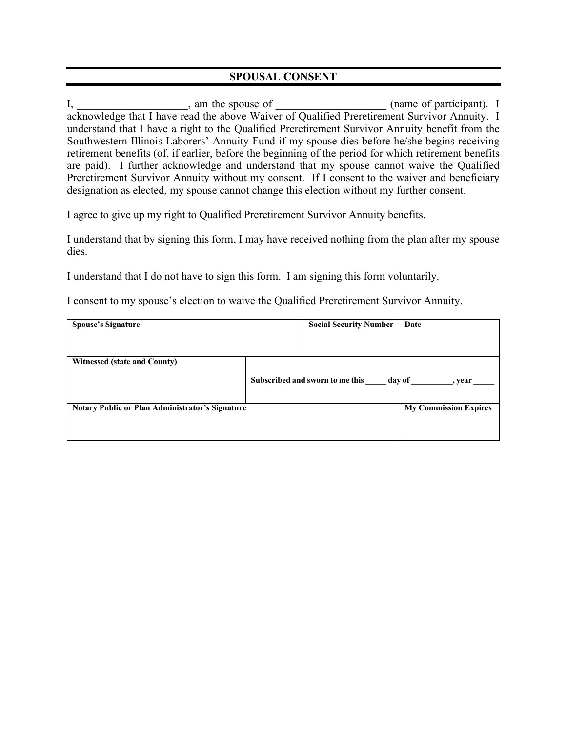## SPOUSAL CONSENT

I, ____________________, am the spouse of ____________________ (name of participant). I acknowledge that I have read the above Waiver of Qualified Preretirement Survivor Annuity. I understand that I have a right to the Qualified Preretirement Survivor Annuity benefit from the Southwestern Illinois Laborers' Annuity Fund if my spouse dies before he/she begins receiving retirement benefits (of, if earlier, before the beginning of the period for which retirement benefits are paid). I further acknowledge and understand that my spouse cannot waive the Qualified Preretirement Survivor Annuity without my consent. If I consent to the waiver and beneficiary designation as elected, my spouse cannot change this election without my further consent.

I agree to give up my right to Qualified Preretirement Survivor Annuity benefits.

I understand that by signing this form, I may have received nothing from the plan after my spouse dies.

I understand that I do not have to sign this form. I am signing this form voluntarily.

I consent to my spouse's election to waive the Qualified Preretirement Survivor Annuity.

| | | | |
|---|---|---|---|
| **Spouse's Signature** | | **Social Security Number** | **Date** |
| **Witnessed (state and County)** | **Subscribed and sworn to me this _____ day of __________, year _____** | | |
| **Notary Public or Plan Administrator's Signature** | | | **My Commission Expires** |